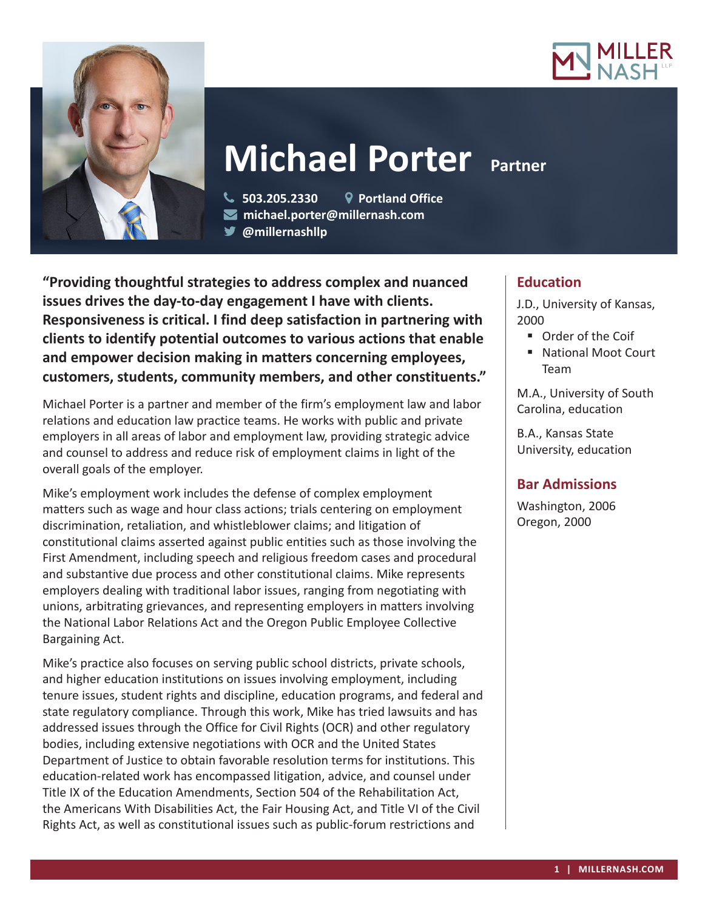# Michael Porter Partner

503.205.2330 Portland Office
michael.porter@millernash.com
@millernashllp

**"Providing thoughtful strategies to address complex and nuanced issues drives the day-to-day engagement I have with clients. Responsiveness is critical. I find deep satisfaction in partnering with clients to identify potential outcomes to various actions that enable and empower decision making in matters concerning employees, customers, students, community members, and other constituents."**

Michael Porter is a partner and member of the firm's employment law and labor relations and education law practice teams. He works with public and private employers in all areas of labor and employment law, providing strategic advice and counsel to address and reduce risk of employment claims in light of the overall goals of the employer.

Mike's employment work includes the defense of complex employment matters such as wage and hour class actions; trials centering on employment discrimination, retaliation, and whistleblower claims; and litigation of constitutional claims asserted against public entities such as those involving the First Amendment, including speech and religious freedom cases and procedural and substantive due process and other constitutional claims. Mike represents employers dealing with traditional labor issues, ranging from negotiating with unions, arbitrating grievances, and representing employers in matters involving the National Labor Relations Act and the Oregon Public Employee Collective Bargaining Act.

Mike's practice also focuses on serving public school districts, private schools, and higher education institutions on issues involving employment, including tenure issues, student rights and discipline, education programs, and federal and state regulatory compliance. Through this work, Mike has tried lawsuits and has addressed issues through the Office for Civil Rights (OCR) and other regulatory bodies, including extensive negotiations with OCR and the United States Department of Justice to obtain favorable resolution terms for institutions. This education-related work has encompassed litigation, advice, and counsel under Title IX of the Education Amendments, Section 504 of the Rehabilitation Act, the Americans With Disabilities Act, the Fair Housing Act, and Title VI of the Civil Rights Act, as well as constitutional issues such as public-forum restrictions and

## Education

J.D., University of Kansas, 2000

- Order of the Coif
- National Moot Court Team

M.A., University of South Carolina, education

B.A., Kansas State University, education

## Bar Admissions

Washington, 2006
Oregon, 2000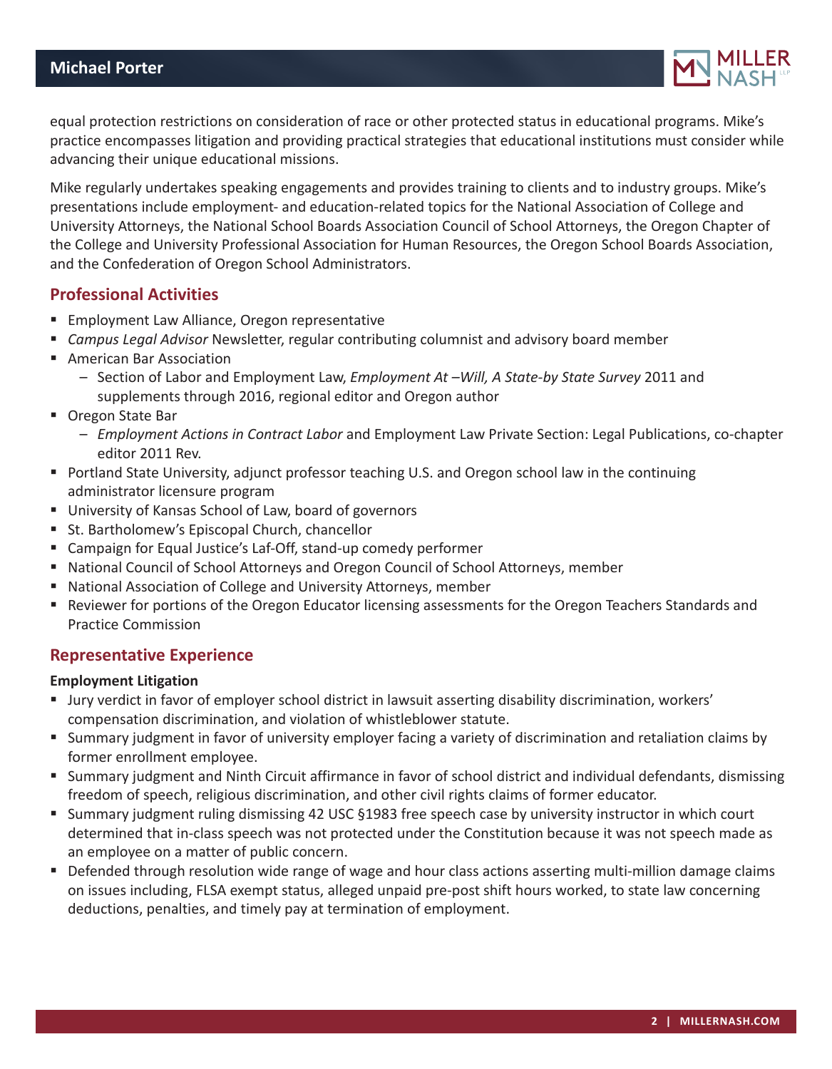equal protection restrictions on consideration of race or other protected status in educational programs. Mike's practice encompasses litigation and providing practical strategies that educational institutions must consider while advancing their unique educational missions.

Mike regularly undertakes speaking engagements and provides training to clients and to industry groups. Mike's presentations include employment- and education-related topics for the National Association of College and University Attorneys, the National School Boards Association Council of School Attorneys, the Oregon Chapter of the College and University Professional Association for Human Resources, the Oregon School Boards Association, and the Confederation of Oregon School Administrators.

## Professional Activities

- Employment Law Alliance, Oregon representative
- *Campus Legal Advisor* Newsletter, regular contributing columnist and advisory board member
- American Bar Association
  - Section of Labor and Employment Law, *Employment At –Will, A State-by State Survey* 2011 and supplements through 2016, regional editor and Oregon author
- Oregon State Bar
  - *Employment Actions in Contract Labor* and Employment Law Private Section: Legal Publications, co-chapter editor 2011 Rev.
- Portland State University, adjunct professor teaching U.S. and Oregon school law in the continuing administrator licensure program
- University of Kansas School of Law, board of governors
- St. Bartholomew's Episcopal Church, chancellor
- Campaign for Equal Justice's Laf-Off, stand-up comedy performer
- National Council of School Attorneys and Oregon Council of School Attorneys, member
- National Association of College and University Attorneys, member
- Reviewer for portions of the Oregon Educator licensing assessments for the Oregon Teachers Standards and Practice Commission

## Representative Experience

**Employment Litigation**

- Jury verdict in favor of employer school district in lawsuit asserting disability discrimination, workers' compensation discrimination, and violation of whistleblower statute.
- Summary judgment in favor of university employer facing a variety of discrimination and retaliation claims by former enrollment employee.
- Summary judgment and Ninth Circuit affirmance in favor of school district and individual defendants, dismissing freedom of speech, religious discrimination, and other civil rights claims of former educator.
- Summary judgment ruling dismissing 42 USC §1983 free speech case by university instructor in which court determined that in-class speech was not protected under the Constitution because it was not speech made as an employee on a matter of public concern.
- Defended through resolution wide range of wage and hour class actions asserting multi-million damage claims on issues including, FLSA exempt status, alleged unpaid pre-post shift hours worked, to state law concerning deductions, penalties, and timely pay at termination of employment.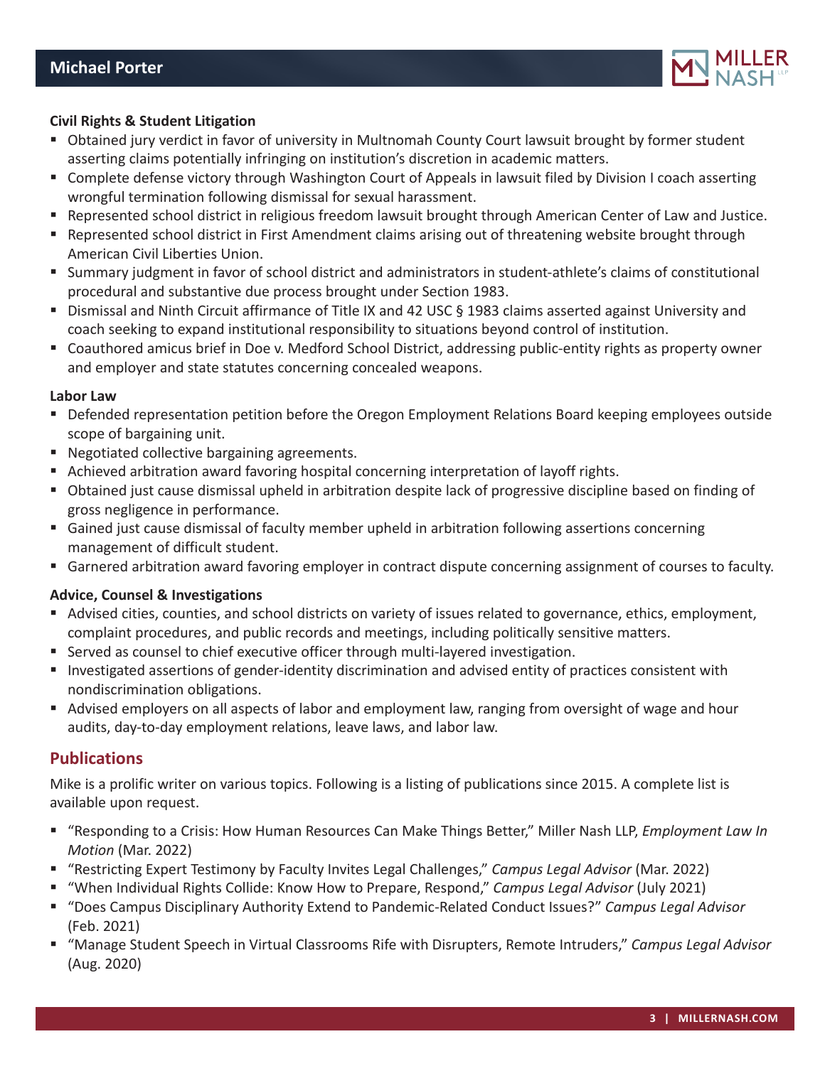### Civil Rights & Student Litigation

- Obtained jury verdict in favor of university in Multnomah County Court lawsuit brought by former student asserting claims potentially infringing on institution's discretion in academic matters.
- Complete defense victory through Washington Court of Appeals in lawsuit filed by Division I coach asserting wrongful termination following dismissal for sexual harassment.
- Represented school district in religious freedom lawsuit brought through American Center of Law and Justice.
- Represented school district in First Amendment claims arising out of threatening website brought through American Civil Liberties Union.
- Summary judgment in favor of school district and administrators in student-athlete's claims of constitutional procedural and substantive due process brought under Section 1983.
- Dismissal and Ninth Circuit affirmance of Title IX and 42 USC § 1983 claims asserted against University and coach seeking to expand institutional responsibility to situations beyond control of institution.
- Coauthored amicus brief in Doe v. Medford School District, addressing public-entity rights as property owner and employer and state statutes concerning concealed weapons.

### Labor Law

- Defended representation petition before the Oregon Employment Relations Board keeping employees outside scope of bargaining unit.
- Negotiated collective bargaining agreements.
- Achieved arbitration award favoring hospital concerning interpretation of layoff rights.
- Obtained just cause dismissal upheld in arbitration despite lack of progressive discipline based on finding of gross negligence in performance.
- Gained just cause dismissal of faculty member upheld in arbitration following assertions concerning management of difficult student.
- Garnered arbitration award favoring employer in contract dispute concerning assignment of courses to faculty.

### Advice, Counsel & Investigations

- Advised cities, counties, and school districts on variety of issues related to governance, ethics, employment, complaint procedures, and public records and meetings, including politically sensitive matters.
- Served as counsel to chief executive officer through multi-layered investigation.
- Investigated assertions of gender-identity discrimination and advised entity of practices consistent with nondiscrimination obligations.
- Advised employers on all aspects of labor and employment law, ranging from oversight of wage and hour audits, day-to-day employment relations, leave laws, and labor law.

## Publications

Mike is a prolific writer on various topics. Following is a listing of publications since 2015. A complete list is available upon request.

- "Responding to a Crisis: How Human Resources Can Make Things Better," Miller Nash LLP, *Employment Law In Motion* (Mar. 2022)
- "Restricting Expert Testimony by Faculty Invites Legal Challenges," *Campus Legal Advisor* (Mar. 2022)
- "When Individual Rights Collide: Know How to Prepare, Respond," *Campus Legal Advisor* (July 2021)
- "Does Campus Disciplinary Authority Extend to Pandemic-Related Conduct Issues?" *Campus Legal Advisor* (Feb. 2021)
- "Manage Student Speech in Virtual Classrooms Rife with Disrupters, Remote Intruders," *Campus Legal Advisor* (Aug. 2020)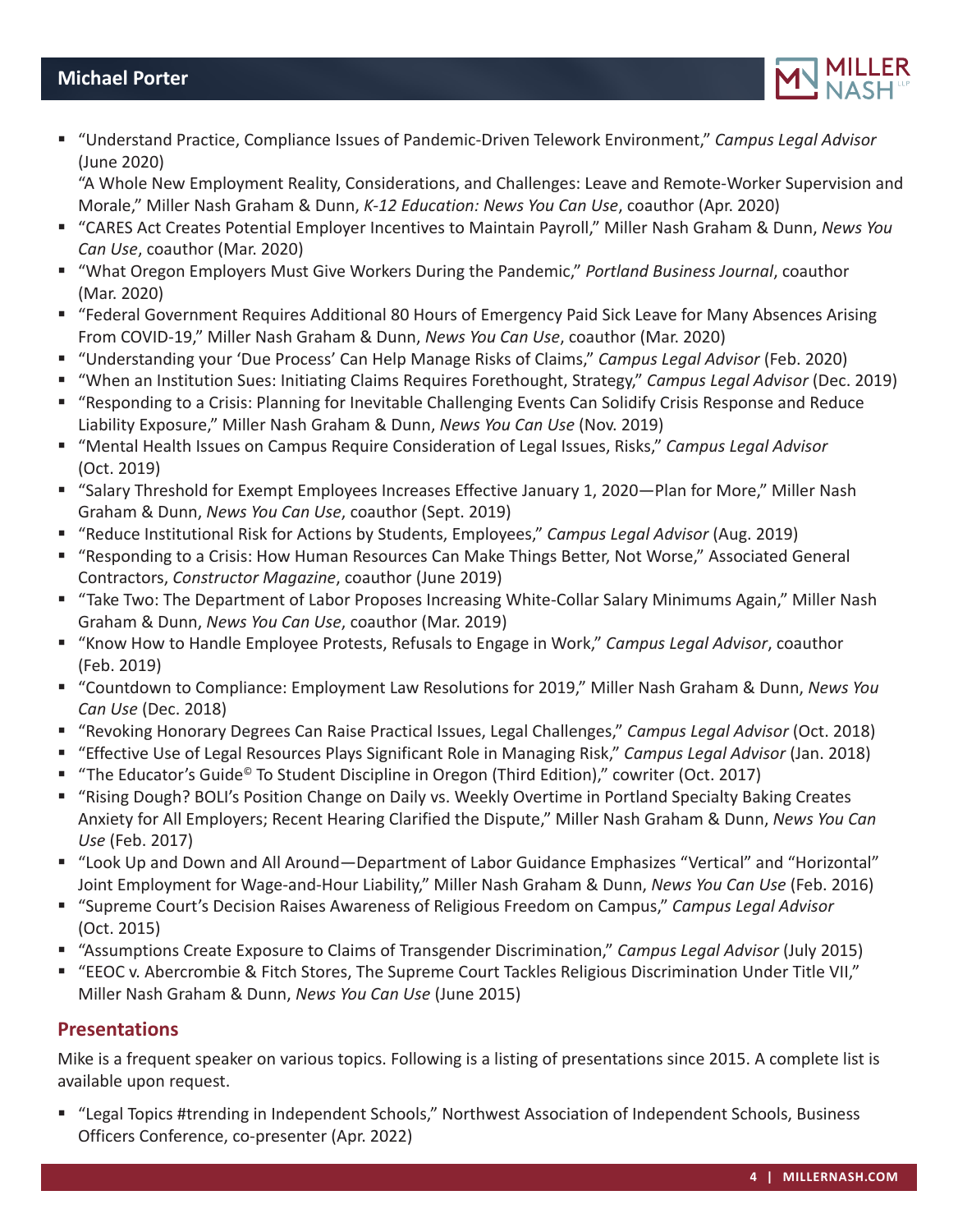- "Understand Practice, Compliance Issues of Pandemic-Driven Telework Environment," *Campus Legal Advisor* (June 2020)
  "A Whole New Employment Reality, Considerations, and Challenges: Leave and Remote-Worker Supervision and Morale," Miller Nash Graham & Dunn, *K-12 Education: News You Can Use*, coauthor (Apr. 2020)
- "CARES Act Creates Potential Employer Incentives to Maintain Payroll," Miller Nash Graham & Dunn, *News You Can Use*, coauthor (Mar. 2020)
- "What Oregon Employers Must Give Workers During the Pandemic," *Portland Business Journal*, coauthor (Mar. 2020)
- "Federal Government Requires Additional 80 Hours of Emergency Paid Sick Leave for Many Absences Arising From COVID-19," Miller Nash Graham & Dunn, *News You Can Use*, coauthor (Mar. 2020)
- "Understanding your 'Due Process' Can Help Manage Risks of Claims," *Campus Legal Advisor* (Feb. 2020)
- "When an Institution Sues: Initiating Claims Requires Forethought, Strategy," *Campus Legal Advisor* (Dec. 2019)
- "Responding to a Crisis: Planning for Inevitable Challenging Events Can Solidify Crisis Response and Reduce Liability Exposure," Miller Nash Graham & Dunn, *News You Can Use* (Nov. 2019)
- "Mental Health Issues on Campus Require Consideration of Legal Issues, Risks," *Campus Legal Advisor* (Oct. 2019)
- "Salary Threshold for Exempt Employees Increases Effective January 1, 2020—Plan for More," Miller Nash Graham & Dunn, *News You Can Use*, coauthor (Sept. 2019)
- "Reduce Institutional Risk for Actions by Students, Employees," *Campus Legal Advisor* (Aug. 2019)
- "Responding to a Crisis: How Human Resources Can Make Things Better, Not Worse," Associated General Contractors, *Constructor Magazine*, coauthor (June 2019)
- "Take Two: The Department of Labor Proposes Increasing White-Collar Salary Minimums Again," Miller Nash Graham & Dunn, *News You Can Use*, coauthor (Mar. 2019)
- "Know How to Handle Employee Protests, Refusals to Engage in Work," *Campus Legal Advisor*, coauthor (Feb. 2019)
- "Countdown to Compliance: Employment Law Resolutions for 2019," Miller Nash Graham & Dunn, *News You Can Use* (Dec. 2018)
- "Revoking Honorary Degrees Can Raise Practical Issues, Legal Challenges," *Campus Legal Advisor* (Oct. 2018)
- "Effective Use of Legal Resources Plays Significant Role in Managing Risk," *Campus Legal Advisor* (Jan. 2018)
- "The Educator's Guide© To Student Discipline in Oregon (Third Edition)," cowriter (Oct. 2017)
- "Rising Dough? BOLI's Position Change on Daily vs. Weekly Overtime in Portland Specialty Baking Creates Anxiety for All Employers; Recent Hearing Clarified the Dispute," Miller Nash Graham & Dunn, *News You Can Use* (Feb. 2017)
- "Look Up and Down and All Around—Department of Labor Guidance Emphasizes "Vertical" and "Horizontal" Joint Employment for Wage-and-Hour Liability," Miller Nash Graham & Dunn, *News You Can Use* (Feb. 2016)
- "Supreme Court's Decision Raises Awareness of Religious Freedom on Campus," *Campus Legal Advisor* (Oct. 2015)
- "Assumptions Create Exposure to Claims of Transgender Discrimination," *Campus Legal Advisor* (July 2015)
- "EEOC v. Abercrombie & Fitch Stores, The Supreme Court Tackles Religious Discrimination Under Title VII," Miller Nash Graham & Dunn, *News You Can Use* (June 2015)

## Presentations

Mike is a frequent speaker on various topics. Following is a listing of presentations since 2015. A complete list is available upon request.

- "Legal Topics #trending in Independent Schools," Northwest Association of Independent Schools, Business Officers Conference, co-presenter (Apr. 2022)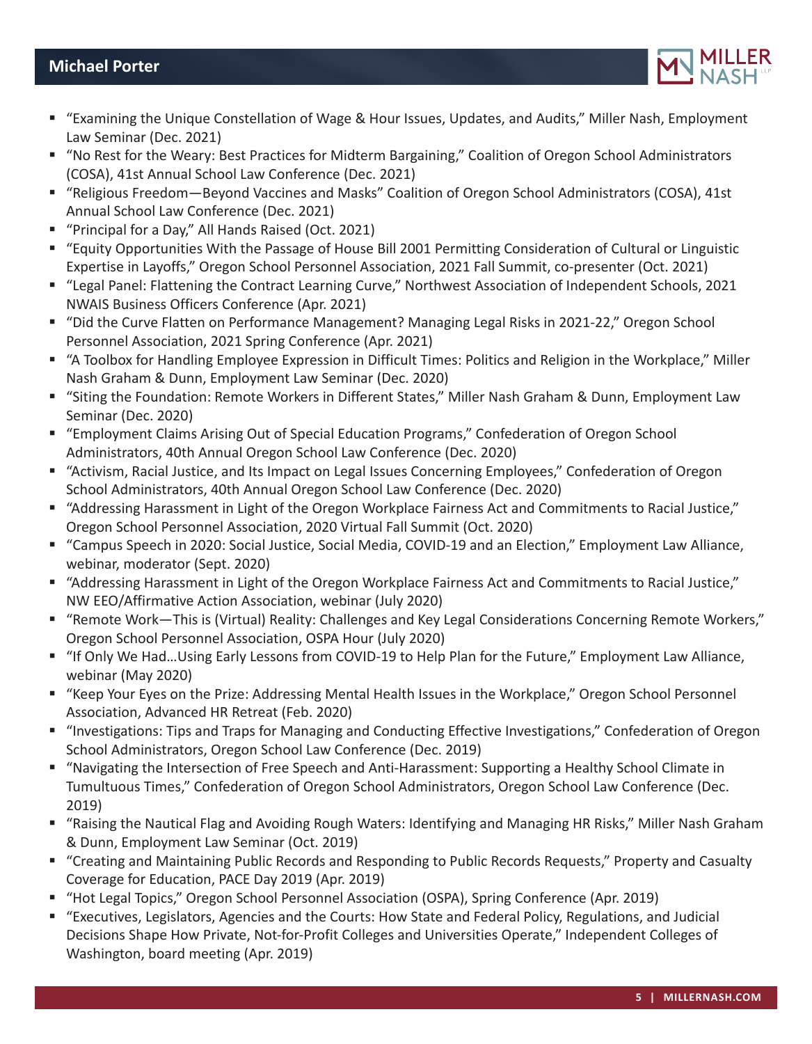- "Examining the Unique Constellation of Wage & Hour Issues, Updates, and Audits," Miller Nash, Employment Law Seminar (Dec. 2021)
- "No Rest for the Weary: Best Practices for Midterm Bargaining," Coalition of Oregon School Administrators (COSA), 41st Annual School Law Conference (Dec. 2021)
- "Religious Freedom—Beyond Vaccines and Masks" Coalition of Oregon School Administrators (COSA), 41st Annual School Law Conference (Dec. 2021)
- "Principal for a Day," All Hands Raised (Oct. 2021)
- "Equity Opportunities With the Passage of House Bill 2001 Permitting Consideration of Cultural or Linguistic Expertise in Layoffs," Oregon School Personnel Association, 2021 Fall Summit, co-presenter (Oct. 2021)
- "Legal Panel: Flattening the Contract Learning Curve," Northwest Association of Independent Schools, 2021 NWAIS Business Officers Conference (Apr. 2021)
- "Did the Curve Flatten on Performance Management? Managing Legal Risks in 2021-22," Oregon School Personnel Association, 2021 Spring Conference (Apr. 2021)
- "A Toolbox for Handling Employee Expression in Difficult Times: Politics and Religion in the Workplace," Miller Nash Graham & Dunn, Employment Law Seminar (Dec. 2020)
- "Siting the Foundation: Remote Workers in Different States," Miller Nash Graham & Dunn, Employment Law Seminar (Dec. 2020)
- "Employment Claims Arising Out of Special Education Programs," Confederation of Oregon School Administrators, 40th Annual Oregon School Law Conference (Dec. 2020)
- "Activism, Racial Justice, and Its Impact on Legal Issues Concerning Employees," Confederation of Oregon School Administrators, 40th Annual Oregon School Law Conference (Dec. 2020)
- "Addressing Harassment in Light of the Oregon Workplace Fairness Act and Commitments to Racial Justice," Oregon School Personnel Association, 2020 Virtual Fall Summit (Oct. 2020)
- "Campus Speech in 2020: Social Justice, Social Media, COVID-19 and an Election," Employment Law Alliance, webinar, moderator (Sept. 2020)
- "Addressing Harassment in Light of the Oregon Workplace Fairness Act and Commitments to Racial Justice," NW EEO/Affirmative Action Association, webinar (July 2020)
- "Remote Work—This is (Virtual) Reality: Challenges and Key Legal Considerations Concerning Remote Workers," Oregon School Personnel Association, OSPA Hour (July 2020)
- "If Only We Had…Using Early Lessons from COVID-19 to Help Plan for the Future," Employment Law Alliance, webinar (May 2020)
- "Keep Your Eyes on the Prize: Addressing Mental Health Issues in the Workplace," Oregon School Personnel Association, Advanced HR Retreat (Feb. 2020)
- "Investigations: Tips and Traps for Managing and Conducting Effective Investigations," Confederation of Oregon School Administrators, Oregon School Law Conference (Dec. 2019)
- "Navigating the Intersection of Free Speech and Anti-Harassment: Supporting a Healthy School Climate in Tumultuous Times," Confederation of Oregon School Administrators, Oregon School Law Conference (Dec. 2019)
- "Raising the Nautical Flag and Avoiding Rough Waters: Identifying and Managing HR Risks," Miller Nash Graham & Dunn, Employment Law Seminar (Oct. 2019)
- "Creating and Maintaining Public Records and Responding to Public Records Requests," Property and Casualty Coverage for Education, PACE Day 2019 (Apr. 2019)
- "Hot Legal Topics," Oregon School Personnel Association (OSPA), Spring Conference (Apr. 2019)
- "Executives, Legislators, Agencies and the Courts: How State and Federal Policy, Regulations, and Judicial Decisions Shape How Private, Not-for-Profit Colleges and Universities Operate," Independent Colleges of Washington, board meeting (Apr. 2019)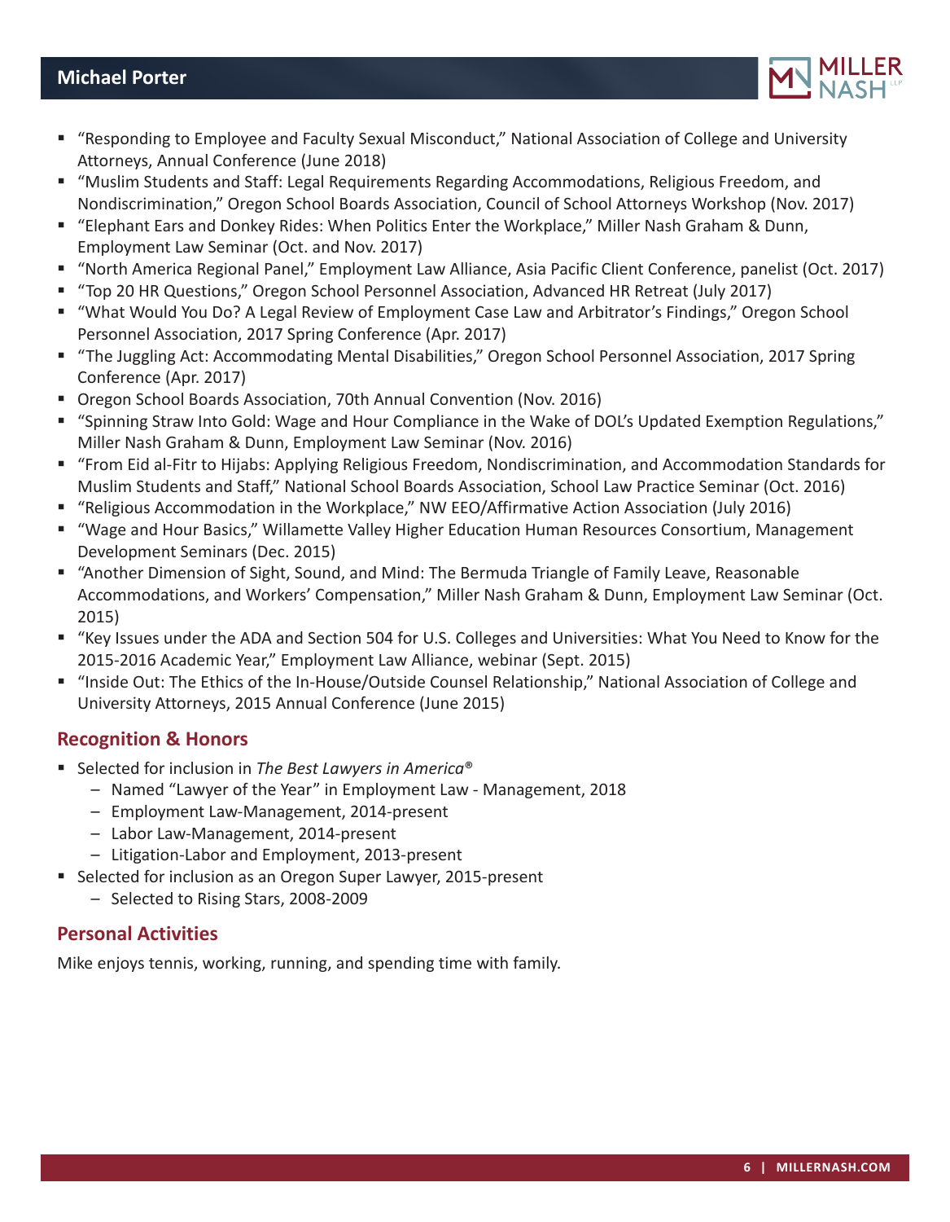- "Responding to Employee and Faculty Sexual Misconduct," National Association of College and University Attorneys, Annual Conference (June 2018)
- "Muslim Students and Staff: Legal Requirements Regarding Accommodations, Religious Freedom, and Nondiscrimination," Oregon School Boards Association, Council of School Attorneys Workshop (Nov. 2017)
- "Elephant Ears and Donkey Rides: When Politics Enter the Workplace," Miller Nash Graham & Dunn, Employment Law Seminar (Oct. and Nov. 2017)
- "North America Regional Panel," Employment Law Alliance, Asia Pacific Client Conference, panelist (Oct. 2017)
- "Top 20 HR Questions," Oregon School Personnel Association, Advanced HR Retreat (July 2017)
- "What Would You Do? A Legal Review of Employment Case Law and Arbitrator's Findings," Oregon School Personnel Association, 2017 Spring Conference (Apr. 2017)
- "The Juggling Act: Accommodating Mental Disabilities," Oregon School Personnel Association, 2017 Spring Conference (Apr. 2017)
- Oregon School Boards Association, 70th Annual Convention (Nov. 2016)
- "Spinning Straw Into Gold: Wage and Hour Compliance in the Wake of DOL's Updated Exemption Regulations," Miller Nash Graham & Dunn, Employment Law Seminar (Nov. 2016)
- "From Eid al-Fitr to Hijabs: Applying Religious Freedom, Nondiscrimination, and Accommodation Standards for Muslim Students and Staff," National School Boards Association, School Law Practice Seminar (Oct. 2016)
- "Religious Accommodation in the Workplace," NW EEO/Affirmative Action Association (July 2016)
- "Wage and Hour Basics," Willamette Valley Higher Education Human Resources Consortium, Management Development Seminars (Dec. 2015)
- "Another Dimension of Sight, Sound, and Mind: The Bermuda Triangle of Family Leave, Reasonable Accommodations, and Workers' Compensation," Miller Nash Graham & Dunn, Employment Law Seminar (Oct. 2015)
- "Key Issues under the ADA and Section 504 for U.S. Colleges and Universities: What You Need to Know for the 2015-2016 Academic Year," Employment Law Alliance, webinar (Sept. 2015)
- "Inside Out: The Ethics of the In-House/Outside Counsel Relationship," National Association of College and University Attorneys, 2015 Annual Conference (June 2015)

## Recognition & Honors

- Selected for inclusion in *The Best Lawyers in America®*
  - Named "Lawyer of the Year" in Employment Law - Management, 2018
  - Employment Law-Management, 2014-present
  - Labor Law-Management, 2014-present
  - Litigation-Labor and Employment, 2013-present
- Selected for inclusion as an Oregon Super Lawyer, 2015-present
  - Selected to Rising Stars, 2008-2009

## Personal Activities

Mike enjoys tennis, working, running, and spending time with family.